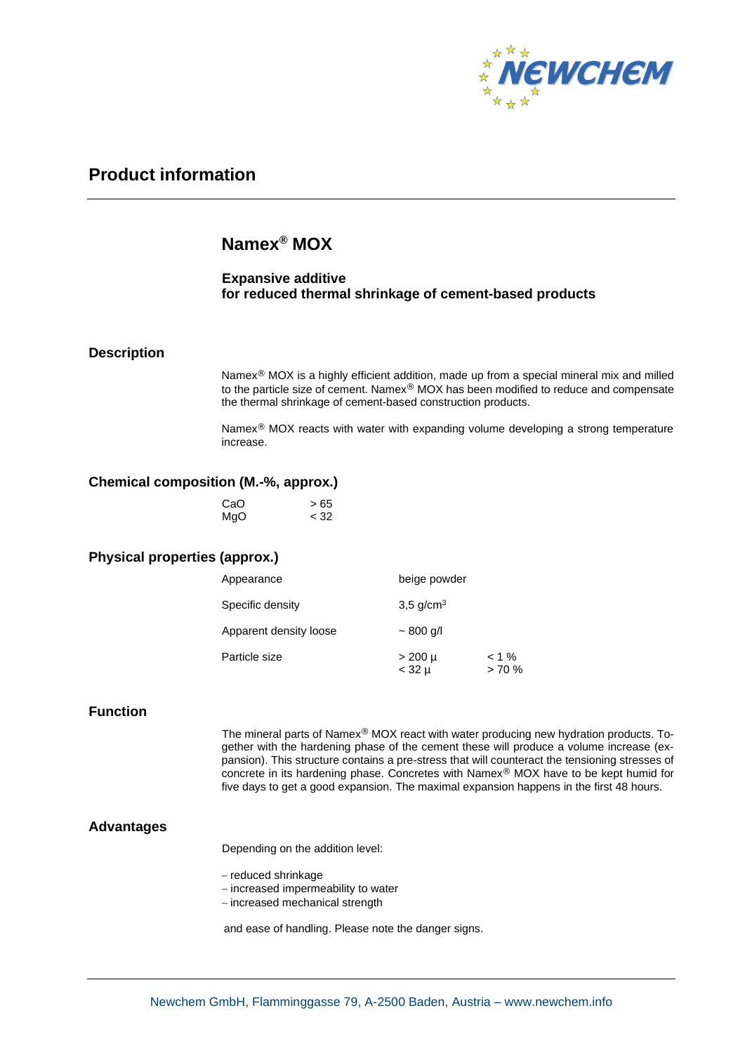# Product information

## Namex® MOX

**Expansive additive**
**for reduced thermal shrinkage of cement-based products**

### Description

Namex® MOX is a highly efficient addition, made up from a special mineral mix and milled to the particle size of cement. Namex® MOX has been modified to reduce and compensate the thermal shrinkage of cement-based construction products.

Namex® MOX reacts with water with expanding volume developing a strong temperature increase.

### Chemical composition (M.-%, approx.)

| | |
|---|---|
| CaO | > 65 |
| MgO | < 32 |

### Physical properties (approx.)

| | | |
|---|---|---|
| Appearance | beige powder | |
| Specific density | 3,5 g/cm³ | |
| Apparent density loose | ~ 800 g/l | |
| Particle size | > 200 µ | < 1 % |
| | < 32 µ | > 70 % |

### Function

The mineral parts of Namex® MOX react with water producing new hydration products. Together with the hardening phase of the cement these will produce a volume increase (expansion). This structure contains a pre-stress that will counteract the tensioning stresses of concrete in its hardening phase. Concretes with Namex® MOX have to be kept humid for five days to get a good expansion. The maximal expansion happens in the first 48 hours.

### Advantages

Depending on the addition level:

- reduced shrinkage
- increased impermeability to water
- increased mechanical strength

and ease of handling. Please note the danger signs.

Newchem GmbH, Flamminggasse 79, A-2500 Baden, Austria – www.newchem.info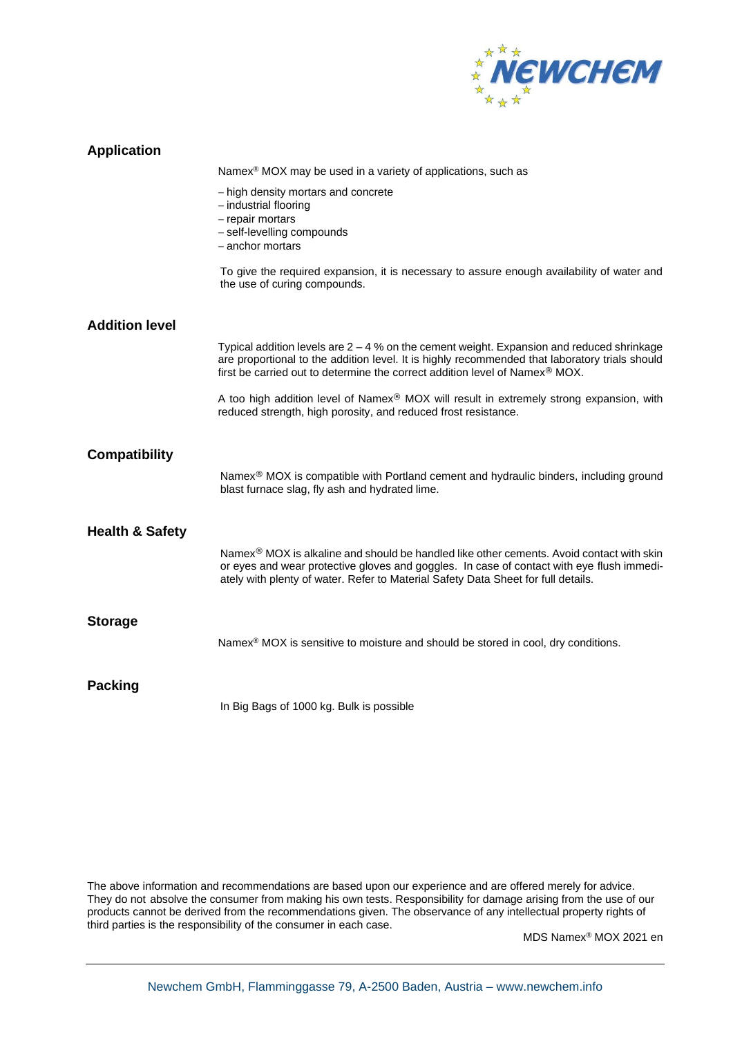## Application

Namex® MOX may be used in a variety of applications, such as

- high density mortars and concrete
- industrial flooring
- repair mortars
- self-levelling compounds
- anchor mortars

To give the required expansion, it is necessary to assure enough availability of water and the use of curing compounds.

## Addition level

Typical addition levels are 2 – 4 % on the cement weight. Expansion and reduced shrinkage are proportional to the addition level. It is highly recommended that laboratory trials should first be carried out to determine the correct addition level of Namex® MOX.

A too high addition level of Namex® MOX will result in extremely strong expansion, with reduced strength, high porosity, and reduced frost resistance.

## Compatibility

Namex® MOX is compatible with Portland cement and hydraulic binders, including ground blast furnace slag, fly ash and hydrated lime.

## Health & Safety

Namex® MOX is alkaline and should be handled like other cements. Avoid contact with skin or eyes and wear protective gloves and goggles. In case of contact with eye flush immediately with plenty of water. Refer to Material Safety Data Sheet for full details.

## Storage

Namex® MOX is sensitive to moisture and should be stored in cool, dry conditions.

## Packing

In Big Bags of 1000 kg. Bulk is possible

The above information and recommendations are based upon our experience and are offered merely for advice. They do not absolve the consumer from making his own tests. Responsibility for damage arising from the use of our products cannot be derived from the recommendations given. The observance of any intellectual property rights of third parties is the responsibility of the consumer in each case.

MDS Namex® MOX 2021 en